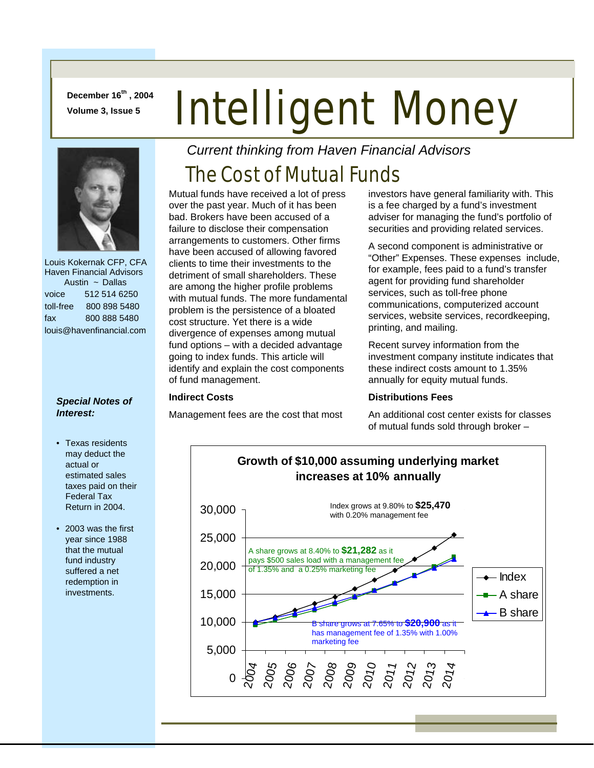December 16th, 2004
Volume 3, Issue 5

# Intelligent Money

*Current thinking from Haven Financial Advisors*

Louis Kokernak CFP, CFA
Haven Financial Advisors
Austin ~ Dallas

voice 512 514 6250
toll-free 800 898 5480
fax 800 888 5480
louis@havenfinancial.com

***Special Notes of Interest:***

- Texas residents may deduct the actual or estimated sales taxes paid on their Federal Tax Return in 2004.
- 2003 was the first year since 1988 that the mutual fund industry suffered a net redemption in investments.

## The Cost of Mutual Funds

Mutual funds have received a lot of press over the past year. Much of it has been bad. Brokers have been accused of a failure to disclose their compensation arrangements to customers. Other firms have been accused of allowing favored clients to time their investments to the detriment of small shareholders. These are among the higher profile problems with mutual funds. The more fundamental problem is the persistence of a bloated cost structure. Yet there is a wide divergence of expenses among mutual fund options – with a decided advantage going to index funds. This article will identify and explain the cost components of fund management.

### Indirect Costs

Management fees are the cost that most investors have general familiarity with. This is a fee charged by a fund's investment adviser for managing the fund's portfolio of securities and providing related services.

A second component is administrative or "Other" Expenses. These expenses include, for example, fees paid to a fund's transfer agent for providing fund shareholder services, such as toll-free phone communications, computerized account services, website services, recordkeeping, printing, and mailing.

Recent survey information from the investment company institute indicates that these indirect costs amount to 1.35% annually for equity mutual funds.

### Distributions Fees

An additional cost center exists for classes of mutual funds sold through broker –

**Growth of $10,000 assuming underlying market increases at 10% annually**

- Index grows at 9.80% to **$25,470** with 0.20% management fee
- A share grows at 8.40% to **$21,282** as it pays $500 sales load with a management fee of 1.35% and a 0.25% marketing fee
- B share grows at 7.65% to **$20,900** as it has management fee of 1.35% with 1.00% marketing fee

(Chart: Index, A share, B share; 2004–2014; y-axis 0 to 30,000)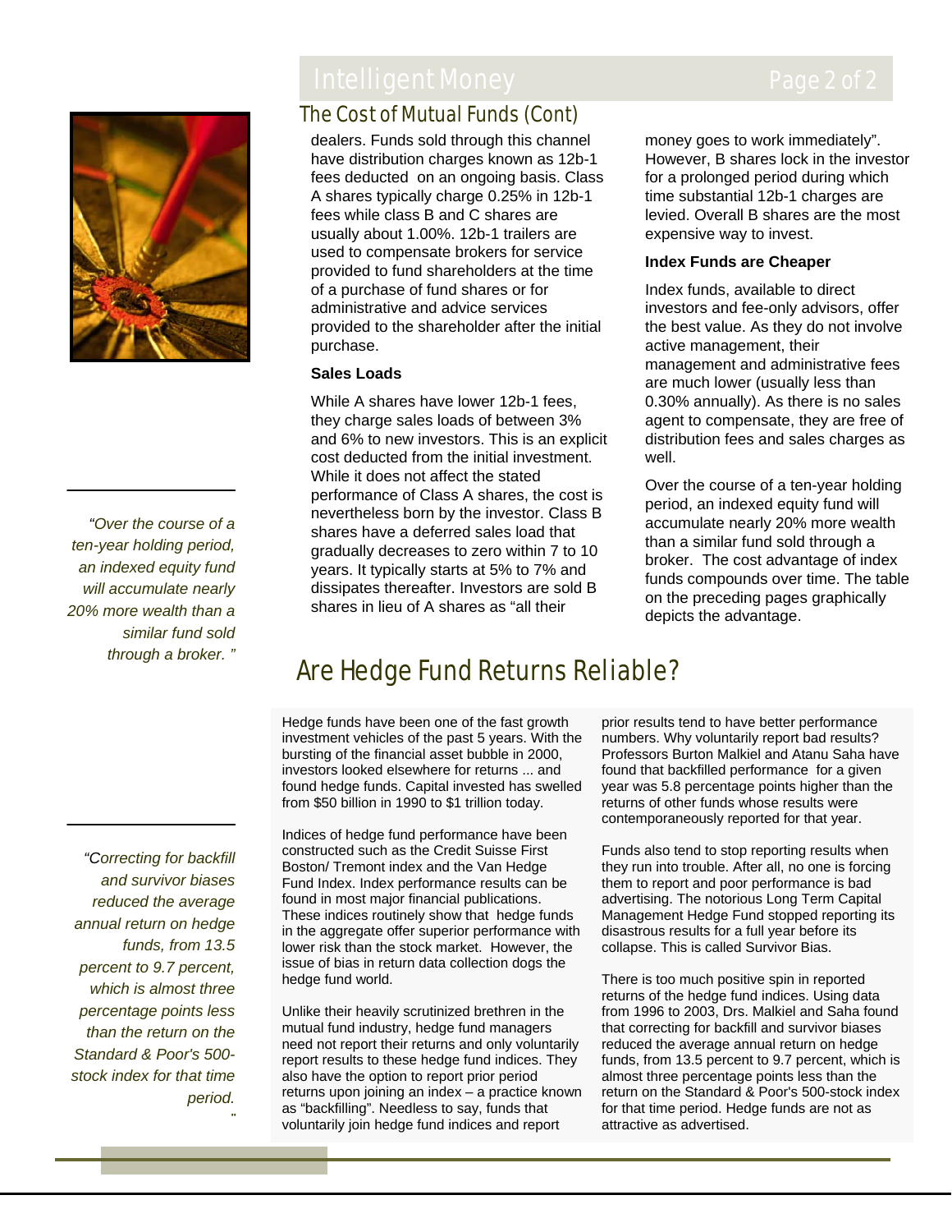## The Cost of Mutual Funds (Cont)

dealers. Funds sold through this channel have distribution charges known as 12b-1 fees deducted on an ongoing basis. Class A shares typically charge 0.25% in 12b-1 fees while class B and C shares are usually about 1.00%. 12b-1 trailers are used to compensate brokers for service provided to fund shareholders at the time of a purchase of fund shares or for administrative and advice services provided to the shareholder after the initial purchase.

**Sales Loads**

While A shares have lower 12b-1 fees, they charge sales loads of between 3% and 6% to new investors. This is an explicit cost deducted from the initial investment. While it does not affect the stated performance of Class A shares, the cost is nevertheless born by the investor. Class B shares have a deferred sales load that gradually decreases to zero within 7 to 10 years. It typically starts at 5% to 7% and dissipates thereafter. Investors are sold B shares in lieu of A shares as "all their money goes to work immediately". However, B shares lock in the investor for a prolonged period during which time substantial 12b-1 charges are levied. Overall B shares are the most expensive way to invest.

**Index Funds are Cheaper**

Index funds, available to direct investors and fee-only advisors, offer the best value. As they do not involve active management, their management and administrative fees are much lower (usually less than 0.30% annually). As there is no sales agent to compensate, they are free of distribution fees and sales charges as well.

Over the course of a ten-year holding period, an indexed equity fund will accumulate nearly 20% more wealth than a similar fund sold through a broker. The cost advantage of index funds compounds over time. The table on the preceding pages graphically depicts the advantage.

*"Over the course of a ten-year holding period, an indexed equity fund will accumulate nearly 20% more wealth than a similar fund sold through a broker. "*

## Are Hedge Fund Returns Reliable?

Hedge funds have been one of the fast growth investment vehicles of the past 5 years. With the bursting of the financial asset bubble in 2000, investors looked elsewhere for returns ... and found hedge funds. Capital invested has swelled from $50 billion in 1990 to $1 trillion today.

Indices of hedge fund performance have been constructed such as the Credit Suisse First Boston/ Tremont index and the Van Hedge Fund Index. Index performance results can be found in most major financial publications. These indices routinely show that hedge funds in the aggregate offer superior performance with lower risk than the stock market. However, the issue of bias in return data collection dogs the hedge fund world.

Unlike their heavily scrutinized brethren in the mutual fund industry, hedge fund managers need not report their returns and only voluntarily report results to these hedge fund indices. They also have the option to report prior period returns upon joining an index – a practice known as "backfilling". Needless to say, funds that voluntarily join hedge fund indices and report prior results tend to have better performance numbers. Why voluntarily report bad results? Professors Burton Malkiel and Atanu Saha have found that backfilled performance for a given year was 5.8 percentage points higher than the returns of other funds whose results were contemporaneously reported for that year.

Funds also tend to stop reporting results when they run into trouble. After all, no one is forcing them to report and poor performance is bad advertising. The notorious Long Term Capital Management Hedge Fund stopped reporting its disastrous results for a full year before its collapse. This is called Survivor Bias.

There is too much positive spin in reported returns of the hedge fund indices. Using data from 1996 to 2003, Drs. Malkiel and Saha found that correcting for backfill and survivor biases reduced the average annual return on hedge funds, from 13.5 percent to 9.7 percent, which is almost three percentage points less than the return on the Standard & Poor's 500-stock index for that time period. Hedge funds are not as attractive as advertised.

*"Correcting for backfill and survivor biases reduced the average annual return on hedge funds, from 13.5 percent to 9.7 percent, which is almost three percentage points less than the return on the Standard & Poor's 500-stock index for that time period. "*